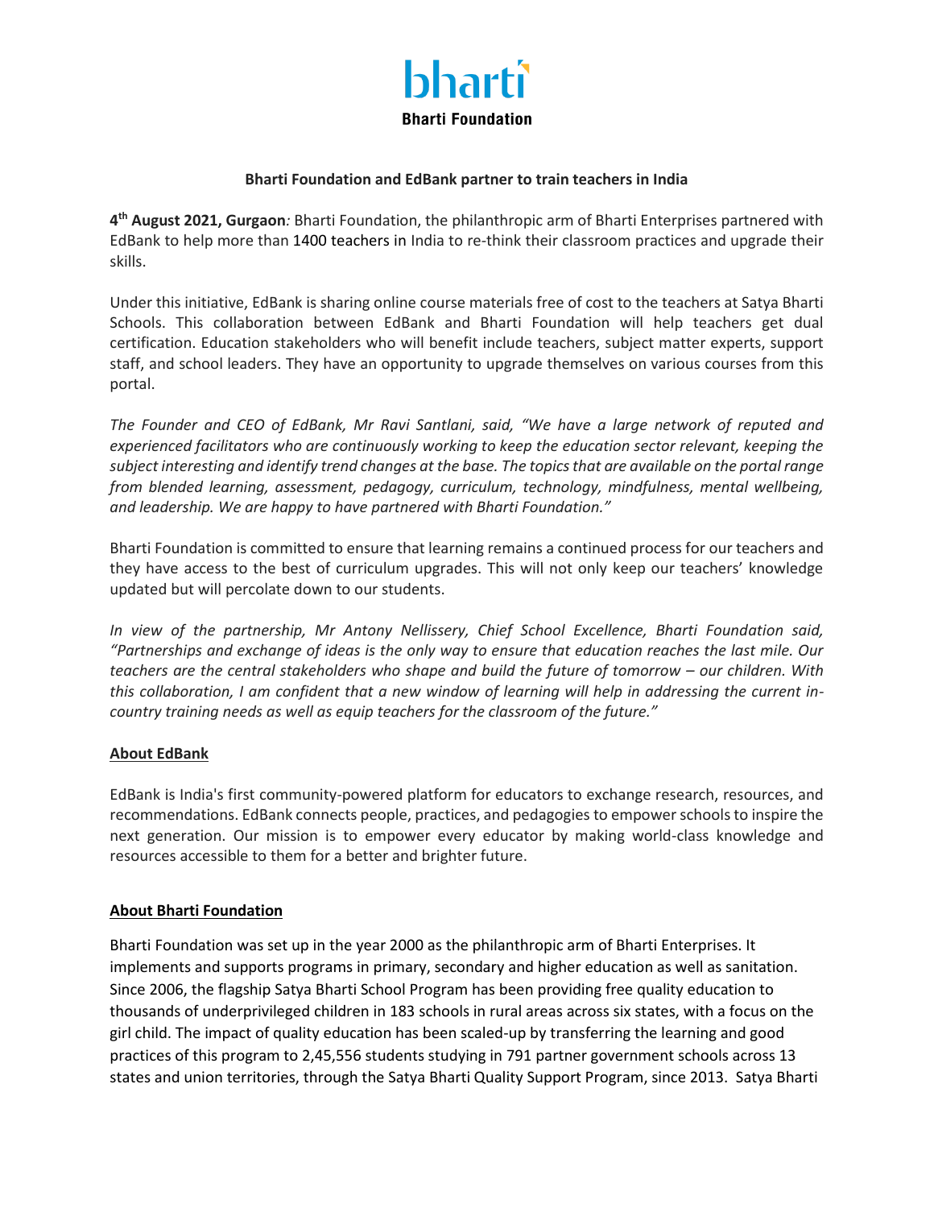bharti

Bharti Foundation

**Bharti Foundation and EdBank partner to train teachers in India**

**4th August 2021, Gurgaon***:* Bharti Foundation, the philanthropic arm of Bharti Enterprises partnered with EdBank to help more than 1400 teachers in India to re-think their classroom practices and upgrade their skills.

Under this initiative, EdBank is sharing online course materials free of cost to the teachers at Satya Bharti Schools. This collaboration between EdBank and Bharti Foundation will help teachers get dual certification. Education stakeholders who will benefit include teachers, subject matter experts, support staff, and school leaders. They have an opportunity to upgrade themselves on various courses from this portal.

*The Founder and CEO of EdBank, Mr Ravi Santlani, said, "We have a large network of reputed and experienced facilitators who are continuously working to keep the education sector relevant, keeping the subject interesting and identify trend changes at the base. The topics that are available on the portal range from blended learning, assessment, pedagogy, curriculum, technology, mindfulness, mental wellbeing, and leadership. We are happy to have partnered with Bharti Foundation."*

Bharti Foundation is committed to ensure that learning remains a continued process for our teachers and they have access to the best of curriculum upgrades. This will not only keep our teachers' knowledge updated but will percolate down to our students.

*In view of the partnership, Mr Antony Nellissery, Chief School Excellence, Bharti Foundation said, "Partnerships and exchange of ideas is the only way to ensure that education reaches the last mile. Our teachers are the central stakeholders who shape and build the future of tomorrow – our children. With this collaboration, I am confident that a new window of learning will help in addressing the current in-country training needs as well as equip teachers for the classroom of the future."*

**About EdBank**

EdBank is India's first community-powered platform for educators to exchange research, resources, and recommendations. EdBank connects people, practices, and pedagogies to empower schools to inspire the next generation. Our mission is to empower every educator by making world-class knowledge and resources accessible to them for a better and brighter future.

**About Bharti Foundation**

Bharti Foundation was set up in the year 2000 as the philanthropic arm of Bharti Enterprises. It implements and supports programs in primary, secondary and higher education as well as sanitation. Since 2006, the flagship Satya Bharti School Program has been providing free quality education to thousands of underprivileged children in 183 schools in rural areas across six states, with a focus on the girl child. The impact of quality education has been scaled-up by transferring the learning and good practices of this program to 2,45,556 students studying in 791 partner government schools across 13 states and union territories, through the Satya Bharti Quality Support Program, since 2013. Satya Bharti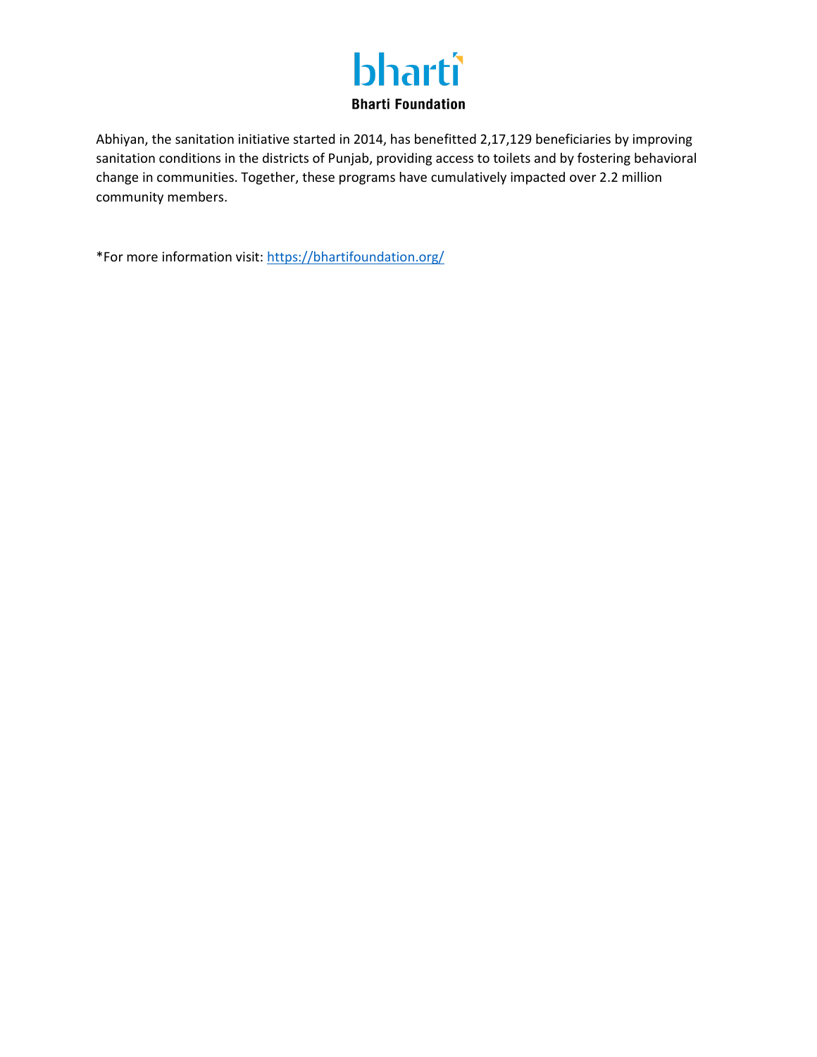Abhiyan, the sanitation initiative started in 2014, has benefitted 2,17,129 beneficiaries by improving sanitation conditions in the districts of Punjab, providing access to toilets and by fostering behavioral change in communities. Together, these programs have cumulatively impacted over 2.2 million community members.

*For more information visit: https://bhartifoundation.org/